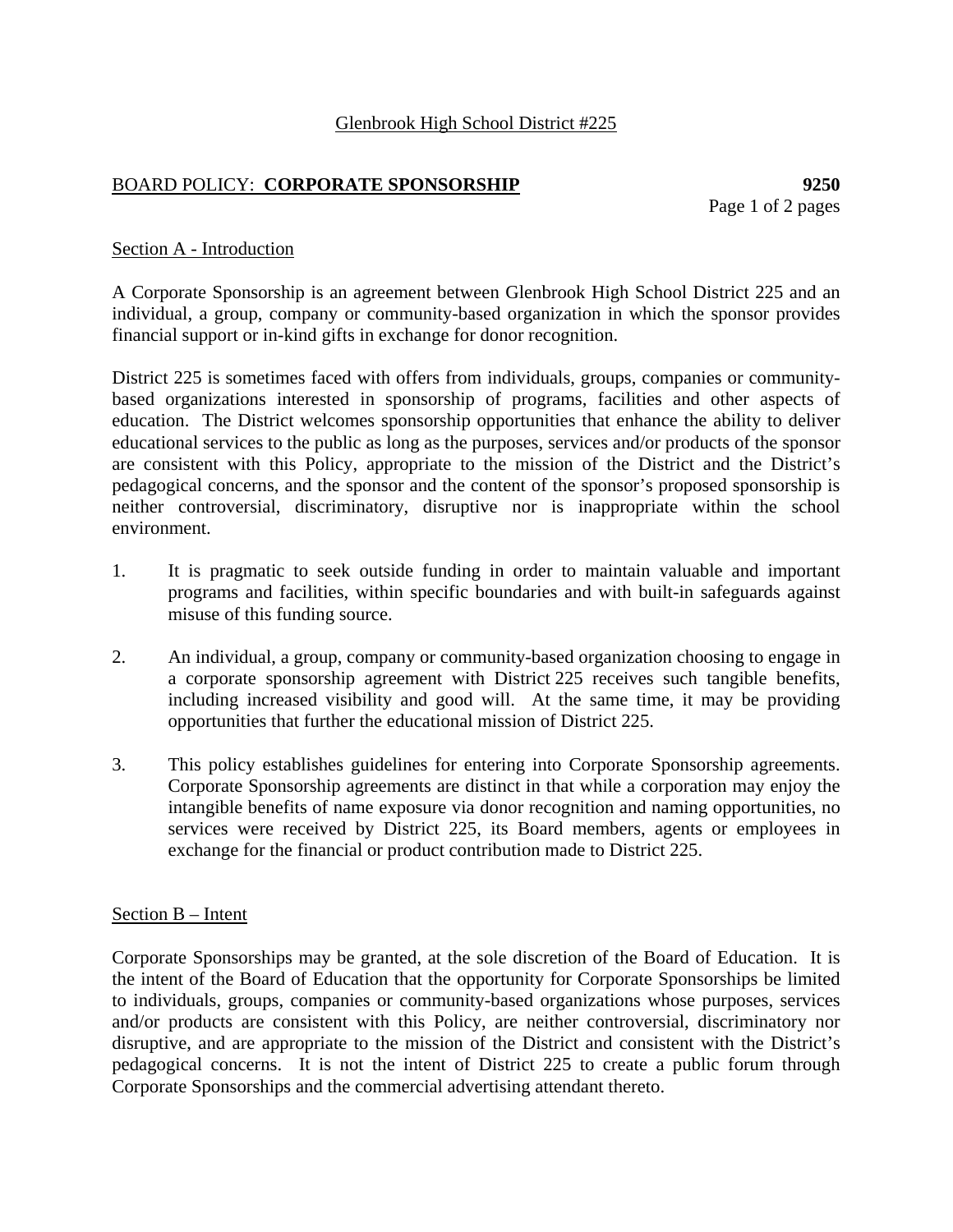Glenbrook High School District #225

## BOARD POLICY: **CORPORATE SPONSORSHIP** **9250**

### Section A - Introduction

A Corporate Sponsorship is an agreement between Glenbrook High School District 225 and an individual, a group, company or community-based organization in which the sponsor provides financial support or in-kind gifts in exchange for donor recognition.

District 225 is sometimes faced with offers from individuals, groups, companies or community-based organizations interested in sponsorship of programs, facilities and other aspects of education. The District welcomes sponsorship opportunities that enhance the ability to deliver educational services to the public as long as the purposes, services and/or products of the sponsor are consistent with this Policy, appropriate to the mission of the District and the District's pedagogical concerns, and the sponsor and the content of the sponsor's proposed sponsorship is neither controversial, discriminatory, disruptive nor is inappropriate within the school environment.

1. It is pragmatic to seek outside funding in order to maintain valuable and important programs and facilities, within specific boundaries and with built-in safeguards against misuse of this funding source.

2. An individual, a group, company or community-based organization choosing to engage in a corporate sponsorship agreement with District 225 receives such tangible benefits, including increased visibility and good will. At the same time, it may be providing opportunities that further the educational mission of District 225.

3. This policy establishes guidelines for entering into Corporate Sponsorship agreements. Corporate Sponsorship agreements are distinct in that while a corporation may enjoy the intangible benefits of name exposure via donor recognition and naming opportunities, no services were received by District 225, its Board members, agents or employees in exchange for the financial or product contribution made to District 225.

### Section B – Intent

Corporate Sponsorships may be granted, at the sole discretion of the Board of Education. It is the intent of the Board of Education that the opportunity for Corporate Sponsorships be limited to individuals, groups, companies or community-based organizations whose purposes, services and/or products are consistent with this Policy, are neither controversial, discriminatory nor disruptive, and are appropriate to the mission of the District and consistent with the District's pedagogical concerns. It is not the intent of District 225 to create a public forum through Corporate Sponsorships and the commercial advertising attendant thereto.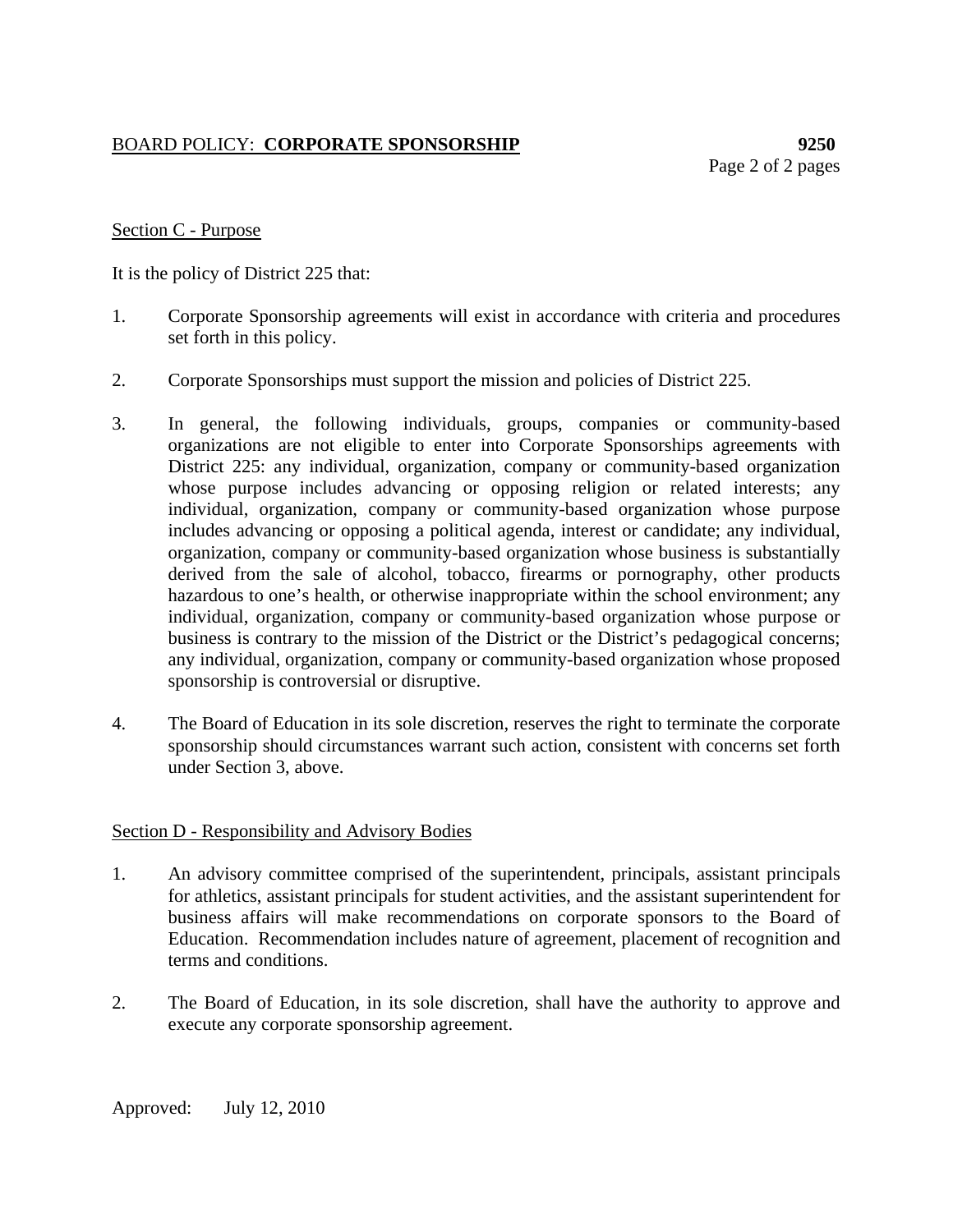## Section C - Purpose

It is the policy of District 225 that:

1. Corporate Sponsorship agreements will exist in accordance with criteria and procedures set forth in this policy.

2. Corporate Sponsorships must support the mission and policies of District 225.

3. In general, the following individuals, groups, companies or community-based organizations are not eligible to enter into Corporate Sponsorships agreements with District 225: any individual, organization, company or community-based organization whose purpose includes advancing or opposing religion or related interests; any individual, organization, company or community-based organization whose purpose includes advancing or opposing a political agenda, interest or candidate; any individual, organization, company or community-based organization whose business is substantially derived from the sale of alcohol, tobacco, firearms or pornography, other products hazardous to one's health, or otherwise inappropriate within the school environment; any individual, organization, company or community-based organization whose purpose or business is contrary to the mission of the District or the District's pedagogical concerns; any individual, organization, company or community-based organization whose proposed sponsorship is controversial or disruptive.

4. The Board of Education in its sole discretion, reserves the right to terminate the corporate sponsorship should circumstances warrant such action, consistent with concerns set forth under Section 3, above.

## Section D - Responsibility and Advisory Bodies

1. An advisory committee comprised of the superintendent, principals, assistant principals for athletics, assistant principals for student activities, and the assistant superintendent for business affairs will make recommendations on corporate sponsors to the Board of Education. Recommendation includes nature of agreement, placement of recognition and terms and conditions.

2. The Board of Education, in its sole discretion, shall have the authority to approve and execute any corporate sponsorship agreement.

Approved: July 12, 2010